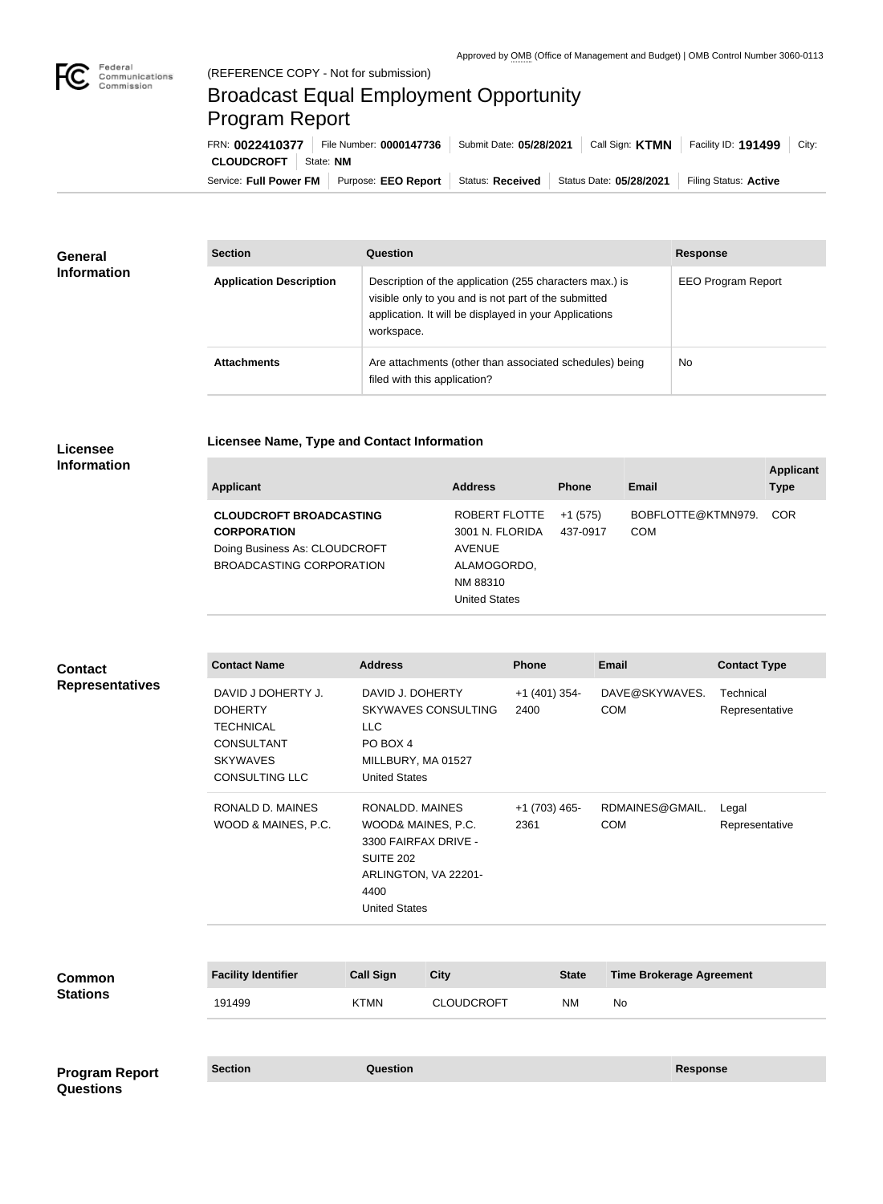Approved by OMB (Office of Management and Budget) | OMB Control Number 3060-0113

(REFERENCE COPY - Not for submission)

# Broadcast Equal Employment Opportunity Program Report

FRN: **0022410377** | File Number: **0000147736** | Submit Date: **05/28/2021** | Call Sign: **KTMN** | Facility ID: **191499** | City: **CLOUDCROFT** | State: **NM**

Service: **Full Power FM** | Purpose: **EEO Report** | Status: **Received** | Status Date: **05/28/2021** | Filing Status: **Active**

## General Information

| Section | Question | Response |
|---|---|---|
| **Application Description** | Description of the application (255 characters max.) is visible only to you and is not part of the submitted application. It will be displayed in your Applications workspace. | EEO Program Report |
| **Attachments** | Are attachments (other than associated schedules) being filed with this application? | No |

## Licensee Information

**Licensee Name, Type and Contact Information**

| Applicant | Address | Phone | Email | Applicant Type |
|---|---|---|---|---|
| **CLOUDCROFT BROADCASTING CORPORATION** Doing Business As: CLOUDCROFT BROADCASTING CORPORATION | ROBERT FLOTTE 3001 N. FLORIDA AVENUE ALAMOGORDO, NM 88310 United States | +1 (575) 437-0917 | BOBFLOTTE@KTMN979.COM | COR |

## Contact Representatives

| Contact Name | Address | Phone | Email | Contact Type |
|---|---|---|---|---|
| DAVID J DOHERTY J. DOHERTY TECHNICAL CONSULTANT SKYWAVES CONSULTING LLC | DAVID J. DOHERTY SKYWAVES CONSULTING LLC PO BOX 4 MILLBURY, MA 01527 United States | +1 (401) 354-2400 | DAVE@SKYWAVES.COM | Technical Representative |
| RONALD D. MAINES WOOD & MAINES, P.C. | RONALDD. MAINES WOOD& MAINES, P.C. 3300 FAIRFAX DRIVE - SUITE 202 ARLINGTON, VA 22201-4400 United States | +1 (703) 465-2361 | RDMAINES@GMAIL.COM | Legal Representative |

## Common Stations

| Facility Identifier | Call Sign | City | State | Time Brokerage Agreement |
|---|---|---|---|---|
| 191499 | KTMN | CLOUDCROFT | NM | No |

## Program Report Questions

| Section | Question | Response |
|---|---|---|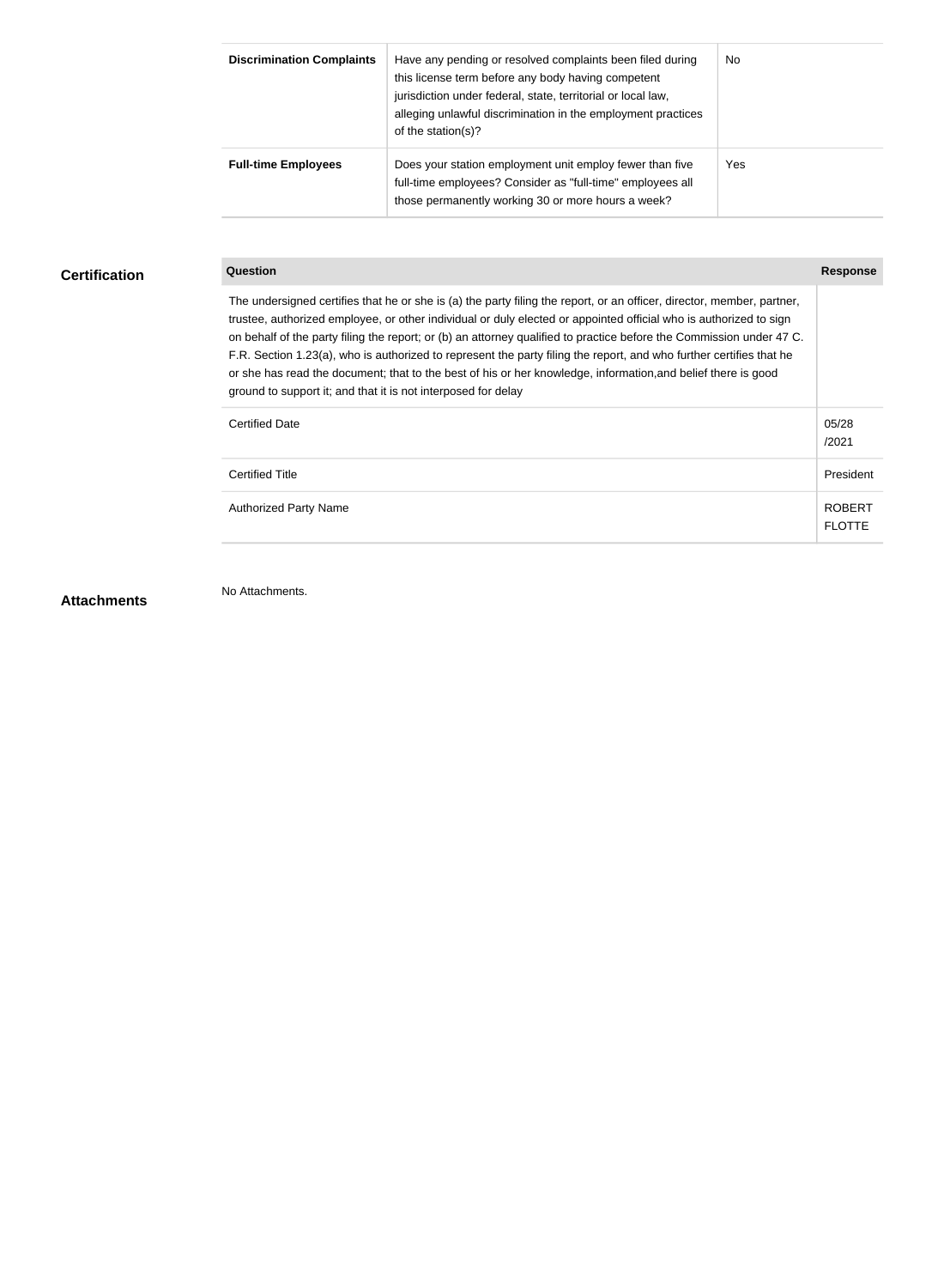| | | |
|---|---|---|
| **Discrimination Complaints** | Have any pending or resolved complaints been filed during this license term before any body having competent jurisdiction under federal, state, territorial or local law, alleging unlawful discrimination in the employment practices of the station(s)? | No |
| **Full-time Employees** | Does your station employment unit employ fewer than five full-time employees? Consider as "full-time" employees all those permanently working 30 or more hours a week? | Yes |

## Certification

| Question | Response |
|---|---|
| The undersigned certifies that he or she is (a) the party filing the report, or an officer, director, member, partner, trustee, authorized employee, or other individual or duly elected or appointed official who is authorized to sign on behalf of the party filing the report; or (b) an attorney qualified to practice before the Commission under 47 C.F.R. Section 1.23(a), who is authorized to represent the party filing the report, and who further certifies that he or she has read the document; that to the best of his or her knowledge, information,and belief there is good ground to support it; and that it is not interposed for delay | |
| Certified Date | 05/28/2021 |
| Certified Title | President |
| Authorized Party Name | ROBERT FLOTTE |

## Attachments

No Attachments.